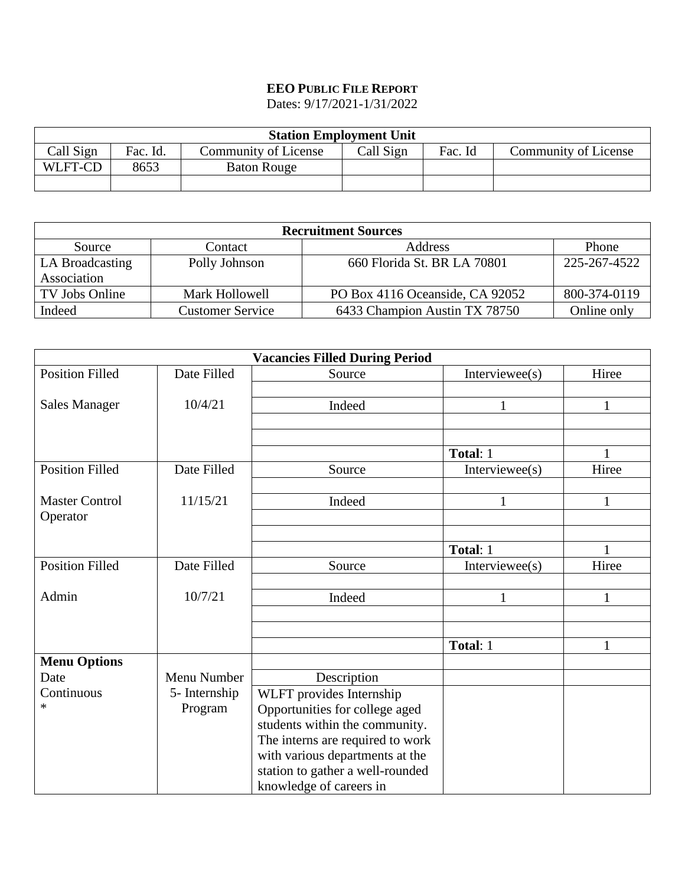**EEO PUBLIC FILE REPORT**
Dates: 9/17/2021-1/31/2022

| Station Employment Unit | | | | | |
|---|---|---|---|---|---|
| Call Sign | Fac. Id. | Community of License | Call Sign | Fac. Id | Community of License |
| WLFT-CD | 8653 | Baton Rouge | | | |
| | | | | | |

| Recruitment Sources | | | |
|---|---|---|---|
| Source | Contact | Address | Phone |
| LA Broadcasting Association | Polly Johnson | 660 Florida St. BR LA 70801 | 225-267-4522 |
| TV Jobs Online | Mark Hollowell | PO Box 4116 Oceanside, CA 92052 | 800-374-0119 |
| Indeed | Customer Service | 6433 Champion Austin TX 78750 | Online only |

| Vacancies Filled During Period | | | | |
|---|---|---|---|---|
| Position Filled | Date Filled | Source | Interviewee(s) | Hiree |
| Sales Manager | 10/4/21 | | | |
| | | Indeed | 1 | 1 |
| | | | | |
| | | | | |
| | | | **Total**: 1 | 1 |
| Position Filled | Date Filled | Source | Interviewee(s) | Hiree |
| Master Control Operator | 11/15/21 | | | |
| | | Indeed | 1 | 1 |
| | | | | |
| | | | | |
| | | | **Total**: 1 | 1 |
| Position Filled | Date Filled | Source | Interviewee(s) | Hiree |
| Admin | 10/7/21 | | | |
| | | Indeed | 1 | 1 |
| | | | | |
| | | | | |
| | | | **Total**: 1 | 1 |
| **Menu Options** | | | | |
| Date | Menu Number | Description | | |
| Continuous * | 5- Internship Program | WLFT provides Internship Opportunities for college aged students within the community. The interns are required to work with various departments at the station to gather a well-rounded knowledge of careers in | | |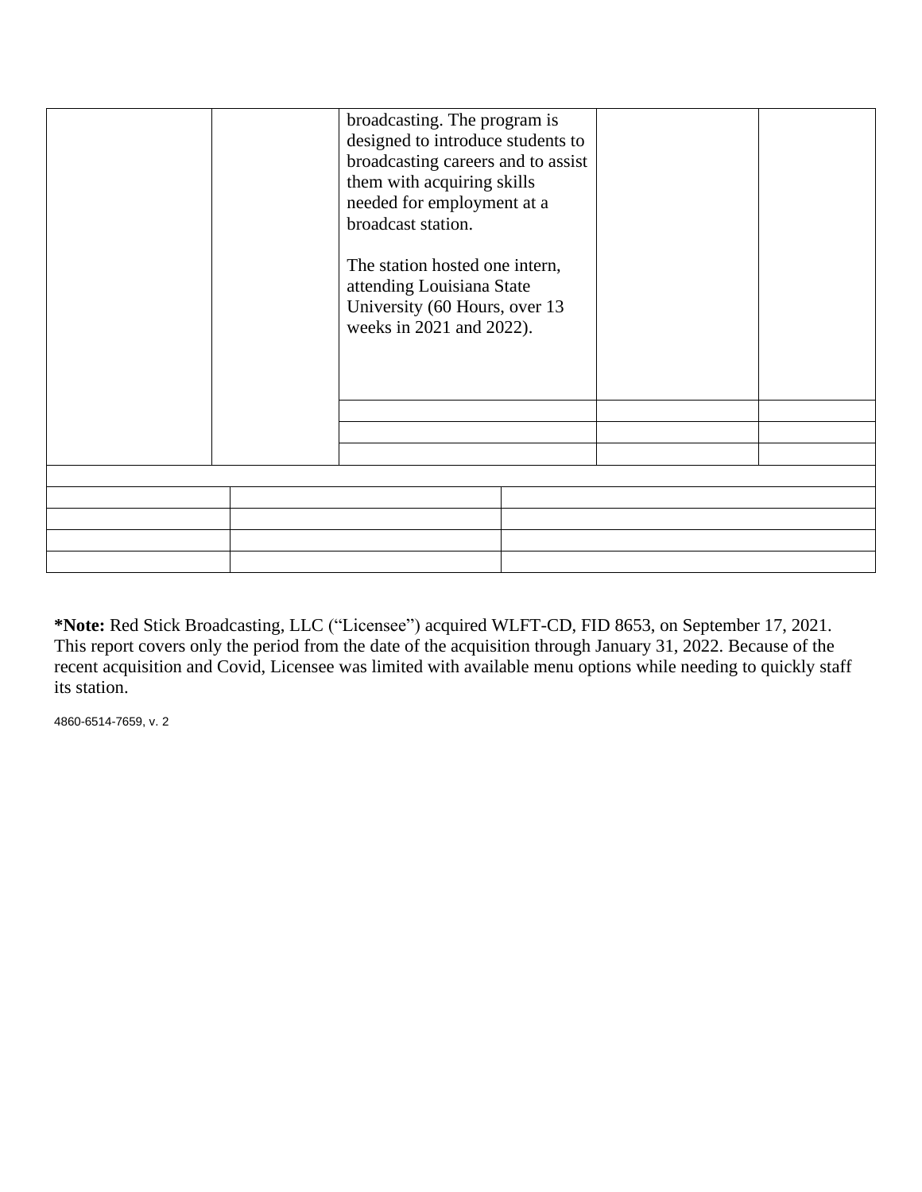| | | | | |
|---|---|---|---|---|
| | | broadcasting. The program is designed to introduce students to broadcasting careers and to assist them with acquiring skills needed for employment at a broadcast station.<br><br>The station hosted one intern, attending Louisiana State University (60 Hours, over 13 weeks in 2021 and 2022). | | |
| | | | | |
| | | | | |
| | | | | |

| | | |
|---|---|---|
| | | |
| | | |
| | | |
| | | |
| | | |

***Note:** Red Stick Broadcasting, LLC ("Licensee") acquired WLFT-CD, FID 8653, on September 17, 2021. This report covers only the period from the date of the acquisition through January 31, 2022. Because of the recent acquisition and Covid, Licensee was limited with available menu options while needing to quickly staff its station.

4860-6514-7659, v. 2